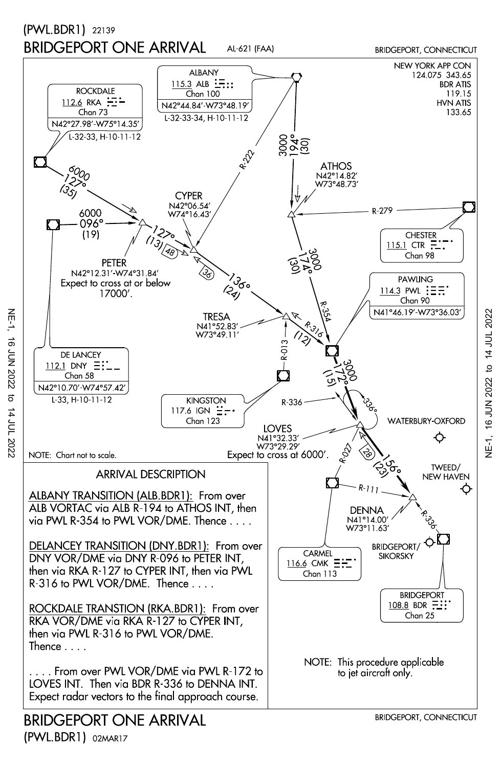(PWL.BDR1) 22139

# BRIDGEPORT ONE ARRIVAL

AL-621 (FAA)

BRIDGEPORT, CONNECTICUT

NEW YORK APP CON
124.075 343.65
BDR ATIS
119.15
HVN ATIS
133.65

ALBANY
115.3 ALB
Chan 100
N42°44.84'-W73°48.19'
L-32-33-34, H-10-11-12

ROCKDALE
112.6 RKA
Chan 73
N42°27.98'-W75°14.35'
L-32-33, H-10-11-12

6000
127°
(35)

6000
096°
(19)

3000
194°
(30)

R-222

ATHOS
N42°14.82'
W73°48.73'

CYPER
N42°06.54'
W74°16.43'

127°
(13)
48

36

R-279

CHESTER
115.1 CTR
Chan 98

PETER
N42°12.31'-W74°31.84'
Expect to cross at or below 17000'.

136°
(24)

3000
174°
(30)

TRESA
N41°52.83'
W73°49.11'

R-354

R-316
(12)

PAWLING
114.3 PWL
Chan 90
N41°46.19'-W73°36.03'

R-013

DE LANCEY
112.1 DNY
Chan 58
N42°10.70'-W74°57.42'
L-33, H-10-11-12

3000
172°
(15)

KINGSTON
117.6 IGN
Chan 123

R-336

336°

WATERBURY-OXFORD

LOVES
N41°32.33'
W73°29.29'
Expect to cross at 6000'.

28

R-027

156°
(23)

TWEED/
NEW HAVEN

NOTE: Chart not to scale.

R-111

DENNA
N41°14.00'
W73°11.63'

R-336

BRIDGEPORT/
SIKORSKY

CARMEL
116.6 CMK
Chan 113

BRIDGEPORT
108.8 BDR
Chan 25

## ARRIVAL DESCRIPTION

ALBANY TRANSITION (ALB.BDR1): From over ALB VORTAC via ALB R-194 to ATHOS INT, then via PWL R-354 to PWL VOR/DME. Thence . . . .

DELANCEY TRANSITION (DNY.BDR1): From over DNY VOR/DME via DNY R-096 to PETER INT, then via RKA R-127 to CYPER INT, then via PWL R-316 to PWL VOR/DME. Thence . . . .

ROCKDALE TRANSTION (RKA.BDR1): From over RKA VOR/DME via RKA R-127 to CYPER INT, then via PWL R-316 to PWL VOR/DME. Thence . . . .

. . . . From over PWL VOR/DME via PWL R-172 to LOVES INT. Then via BDR R-336 to DENNA INT. Expect radar vectors to the final approach course.

NOTE: This procedure applicable to jet aircraft only.

BRIDGEPORT ONE ARRIVAL
(PWL.BDR1) 02MAR17

BRIDGEPORT, CONNECTICUT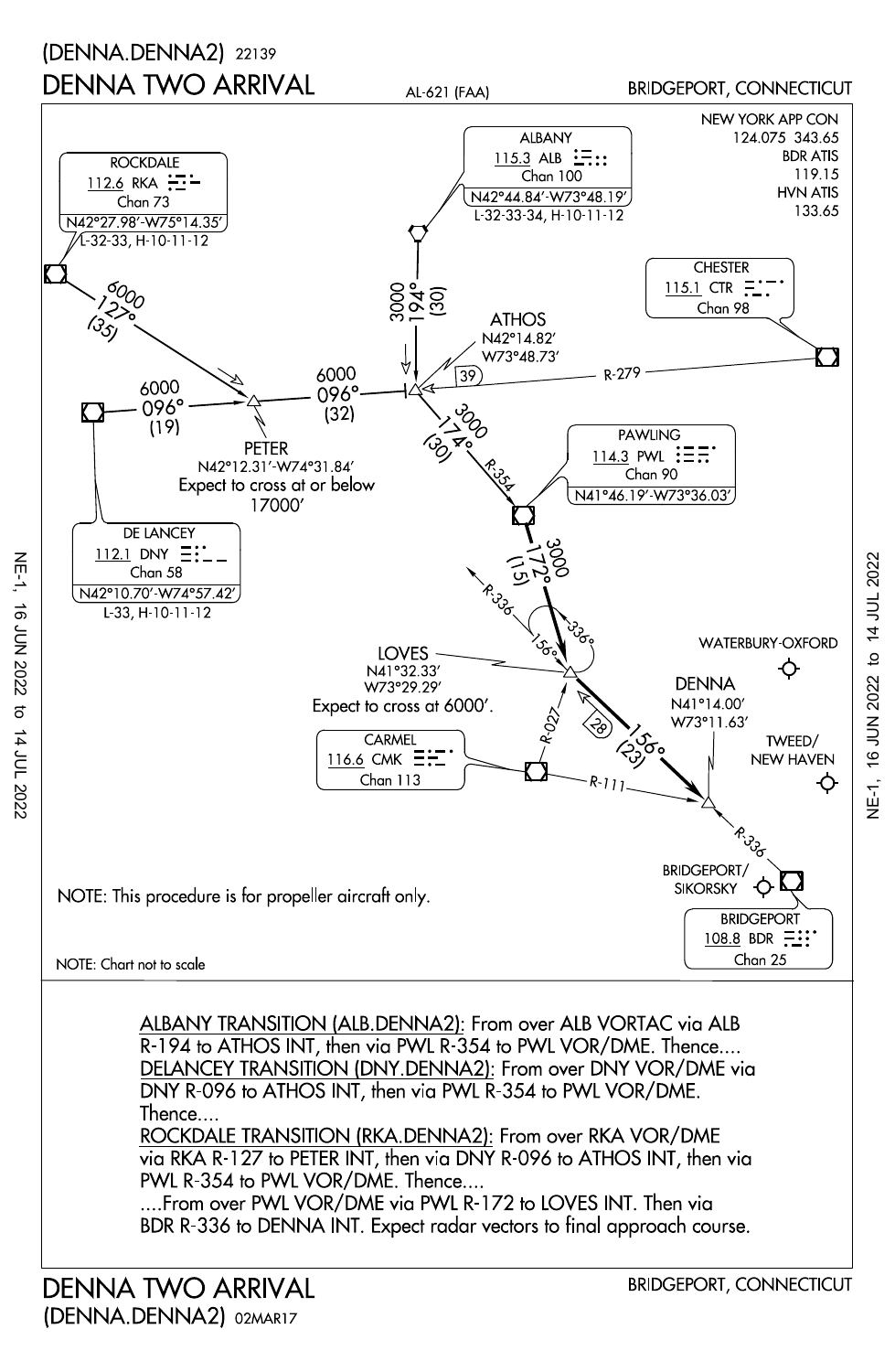(DENNA.DENNA2) 22139

# DENNA TWO ARRIVAL

AL-621 (FAA)

BRIDGEPORT, CONNECTICUT

NEW YORK APP CON
124.075 343.65
BDR ATIS
119.15
HVN ATIS
133.65

ROCKDALE
112.6 RKA
Chan 73
N42°27.98'-W75°14.35'
L-32-33, H-10-11-12

ALBANY
115.3 ALB
Chan 100
N42°44.84'-W73°48.19'
L-32-33-34, H-10-11-12

CHESTER
115.1 CTR
Chan 98

6000
127°
(35)

3000
194°
(30)

ATHOS
N42°14.82'
W73°48.73'

39

R-279

6000
096°
(19)

6000
096°
(32)

PETER
N42°12.31'-W74°31.84'
Expect to cross at or below
17000'

3000
174°
(30)

R-354

PAWLING
114.3 PWL
Chan 90
N41°46.19'-W73°36.03'

DE LANCEY
112.1 DNY
Chan 58
N42°10.70'-W74°57.42'
L-33, H-10-11-12

3000
172°
(15)

R-336

156°

336°

LOVES
N41°32.33'
W73°29.29'
Expect to cross at 6000'.

WATERBURY-OXFORD

DENNA
N41°14.00'
W73°11.63'

R-027

28

156°
(23)

CARMEL
116.6 CMK
Chan 113

R-111

TWEED/
NEW HAVEN

R-336

BRIDGEPORT/
SIKORSKY

BRIDGEPORT
108.8 BDR
Chan 25

NOTE: This procedure is for propeller aircraft only.

NOTE: Chart not to scale

NE-1, 16 JUN 2022 to 14 JUL 2022

ALBANY TRANSITION (ALB.DENNA2): From over ALB VORTAC via ALB R-194 to ATHOS INT, then via PWL R-354 to PWL VOR/DME. Thence....

DELANCEY TRANSITION (DNY.DENNA2): From over DNY VOR/DME via DNY R-096 to ATHOS INT, then via PWL R-354 to PWL VOR/DME. Thence....

ROCKDALE TRANSITION (RKA.DENNA2): From over RKA VOR/DME via RKA R-127 to PETER INT, then via DNY R-096 to ATHOS INT, then via PWL R-354 to PWL VOR/DME. Thence....

....From over PWL VOR/DME via PWL R-172 to LOVES INT. Then via BDR R-336 to DENNA INT. Expect radar vectors to final approach course.

DENNA TWO ARRIVAL
(DENNA.DENNA2) 02MAR17

BRIDGEPORT, CONNECTICUT